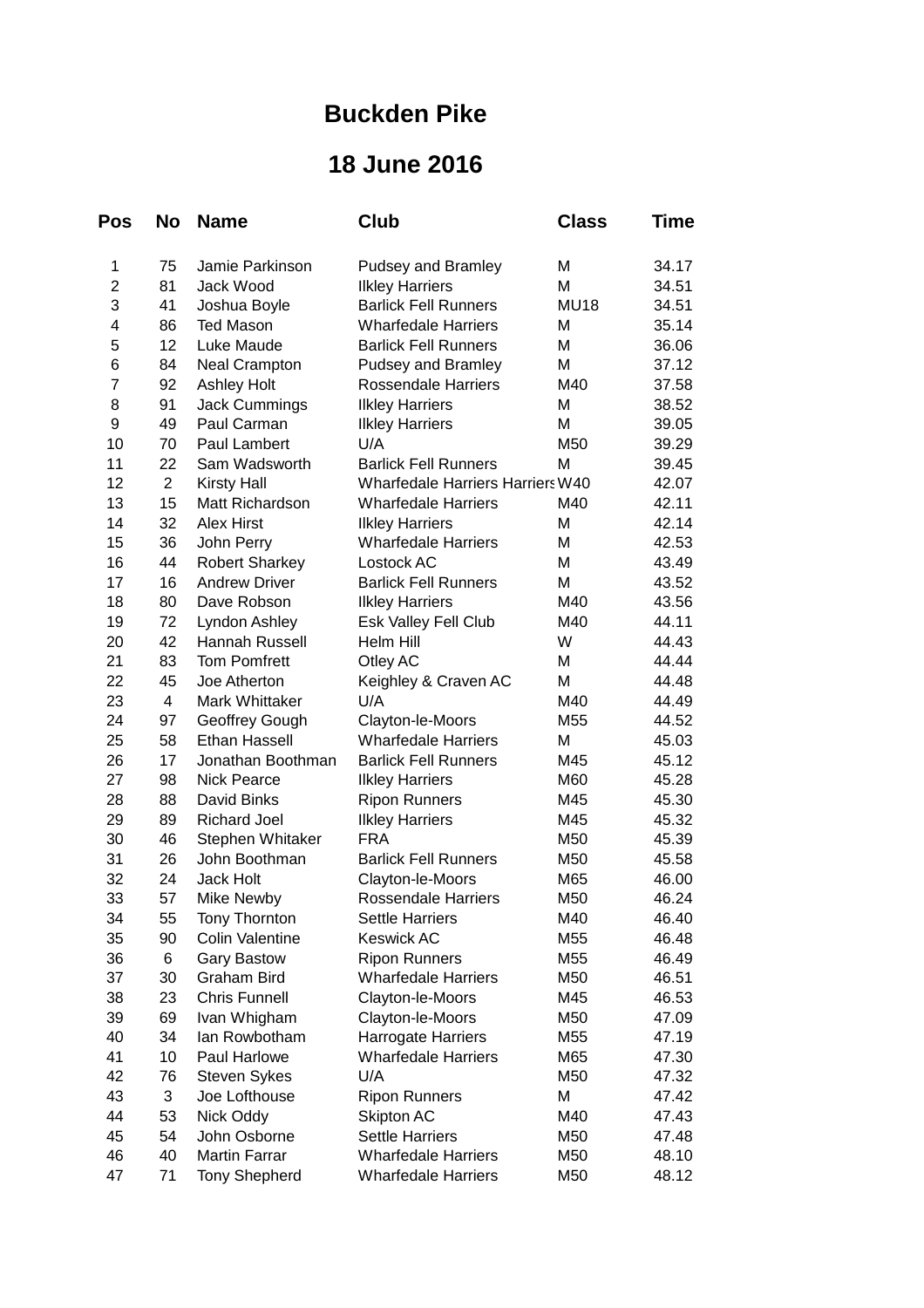# Buckden Pike

## 18 June 2016

| Pos | No | Name | Club | Class | Time |
|---|---|---|---|---|---|
| 1 | 75 | Jamie Parkinson | Pudsey and Bramley | M | 34.17 |
| 2 | 81 | Jack Wood | Ilkley Harriers | M | 34.51 |
| 3 | 41 | Joshua Boyle | Barlick Fell Runners | MU18 | 34.51 |
| 4 | 86 | Ted Mason | Wharfedale Harriers | M | 35.14 |
| 5 | 12 | Luke Maude | Barlick Fell Runners | M | 36.06 |
| 6 | 84 | Neal Crampton | Pudsey and Bramley | M | 37.12 |
| 7 | 92 | Ashley Holt | Rossendale Harriers | M40 | 37.58 |
| 8 | 91 | Jack Cummings | Ilkley Harriers | M | 38.52 |
| 9 | 49 | Paul Carman | Ilkley Harriers | M | 39.05 |
| 10 | 70 | Paul Lambert | U/A | M50 | 39.29 |
| 11 | 22 | Sam Wadsworth | Barlick Fell Runners | M | 39.45 |
| 12 | 2 | Kirsty Hall | Wharfedale Harriers Harriers | W40 | 42.07 |
| 13 | 15 | Matt Richardson | Wharfedale Harriers | M40 | 42.11 |
| 14 | 32 | Alex Hirst | Ilkley Harriers | M | 42.14 |
| 15 | 36 | John Perry | Wharfedale Harriers | M | 42.53 |
| 16 | 44 | Robert Sharkey | Lostock AC | M | 43.49 |
| 17 | 16 | Andrew Driver | Barlick Fell Runners | M | 43.52 |
| 18 | 80 | Dave Robson | Ilkley Harriers | M40 | 43.56 |
| 19 | 72 | Lyndon Ashley | Esk Valley Fell Club | M40 | 44.11 |
| 20 | 42 | Hannah Russell | Helm Hill | W | 44.43 |
| 21 | 83 | Tom Pomfrett | Otley AC | M | 44.44 |
| 22 | 45 | Joe Atherton | Keighley & Craven AC | M | 44.48 |
| 23 | 4 | Mark Whittaker | U/A | M40 | 44.49 |
| 24 | 97 | Geoffrey Gough | Clayton-le-Moors | M55 | 44.52 |
| 25 | 58 | Ethan Hassell | Wharfedale Harriers | M | 45.03 |
| 26 | 17 | Jonathan Boothman | Barlick Fell Runners | M45 | 45.12 |
| 27 | 98 | Nick Pearce | Ilkley Harriers | M60 | 45.28 |
| 28 | 88 | David Binks | Ripon Runners | M45 | 45.30 |
| 29 | 89 | Richard Joel | Ilkley Harriers | M45 | 45.32 |
| 30 | 46 | Stephen Whitaker | FRA | M50 | 45.39 |
| 31 | 26 | John Boothman | Barlick Fell Runners | M50 | 45.58 |
| 32 | 24 | Jack Holt | Clayton-le-Moors | M65 | 46.00 |
| 33 | 57 | Mike Newby | Rossendale Harriers | M50 | 46.24 |
| 34 | 55 | Tony Thornton | Settle Harriers | M40 | 46.40 |
| 35 | 90 | Colin Valentine | Keswick AC | M55 | 46.48 |
| 36 | 6 | Gary Bastow | Ripon Runners | M55 | 46.49 |
| 37 | 30 | Graham Bird | Wharfedale Harriers | M50 | 46.51 |
| 38 | 23 | Chris Funnell | Clayton-le-Moors | M45 | 46.53 |
| 39 | 69 | Ivan Whigham | Clayton-le-Moors | M50 | 47.09 |
| 40 | 34 | Ian Rowbotham | Harrogate Harriers | M55 | 47.19 |
| 41 | 10 | Paul Harlowe | Wharfedale Harriers | M65 | 47.30 |
| 42 | 76 | Steven Sykes | U/A | M50 | 47.32 |
| 43 | 3 | Joe Lofthouse | Ripon Runners | M | 47.42 |
| 44 | 53 | Nick Oddy | Skipton AC | M40 | 47.43 |
| 45 | 54 | John Osborne | Settle Harriers | M50 | 47.48 |
| 46 | 40 | Martin Farrar | Wharfedale Harriers | M50 | 48.10 |
| 47 | 71 | Tony Shepherd | Wharfedale Harriers | M50 | 48.12 |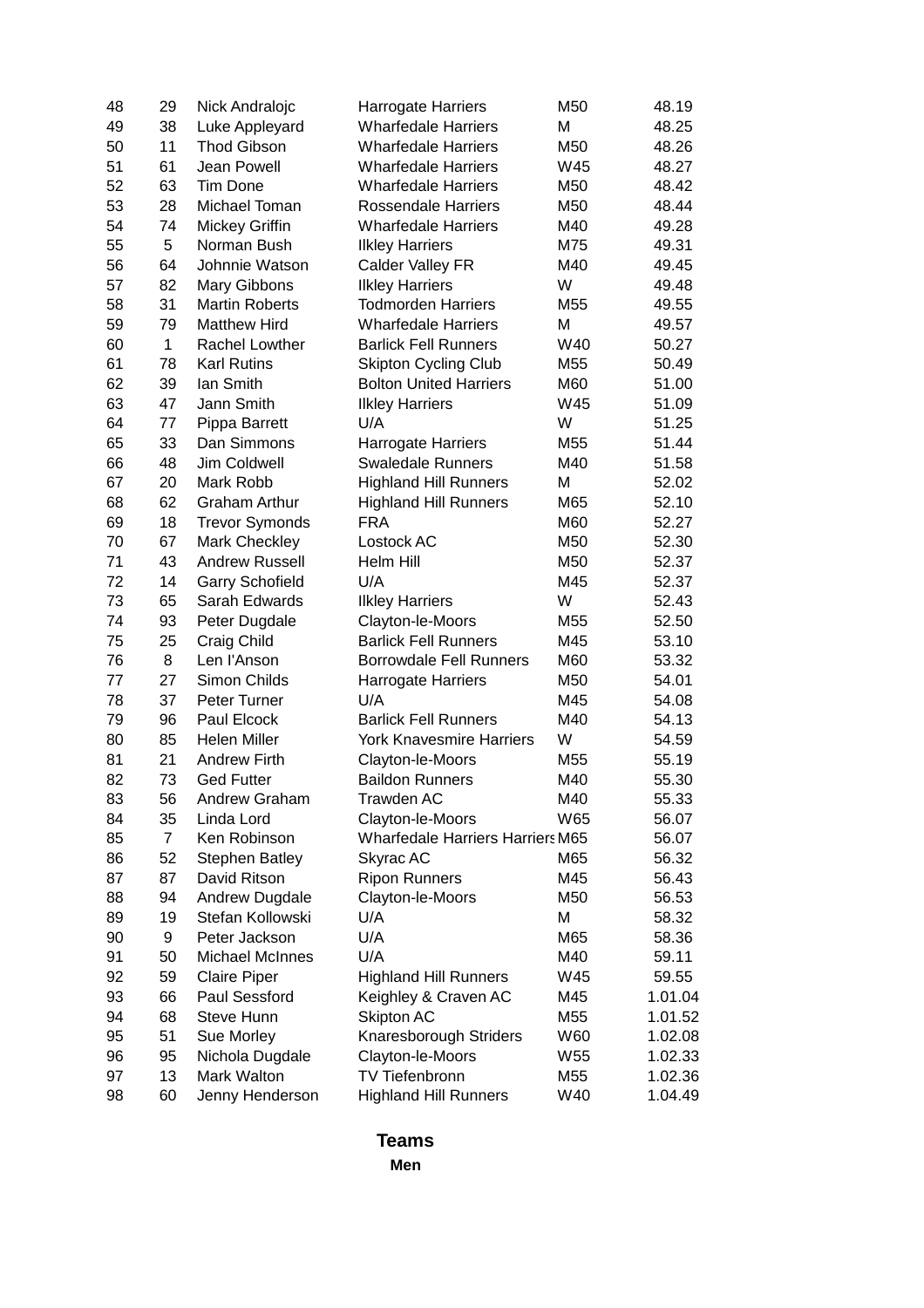| | | | | | |
|---|---|---|---|---|---|
| 48 | 29 | Nick Andralojc | Harrogate Harriers | M50 | 48.19 |
| 49 | 38 | Luke Appleyard | Wharfedale Harriers | M | 48.25 |
| 50 | 11 | Thod Gibson | Wharfedale Harriers | M50 | 48.26 |
| 51 | 61 | Jean Powell | Wharfedale Harriers | W45 | 48.27 |
| 52 | 63 | Tim Done | Wharfedale Harriers | M50 | 48.42 |
| 53 | 28 | Michael Toman | Rossendale Harriers | M50 | 48.44 |
| 54 | 74 | Mickey Griffin | Wharfedale Harriers | M40 | 49.28 |
| 55 | 5 | Norman Bush | Ilkley Harriers | M75 | 49.31 |
| 56 | 64 | Johnnie Watson | Calder Valley FR | M40 | 49.45 |
| 57 | 82 | Mary Gibbons | Ilkley Harriers | W | 49.48 |
| 58 | 31 | Martin Roberts | Todmorden Harriers | M55 | 49.55 |
| 59 | 79 | Matthew Hird | Wharfedale Harriers | M | 49.57 |
| 60 | 1 | Rachel Lowther | Barlick Fell Runners | W40 | 50.27 |
| 61 | 78 | Karl Rutins | Skipton Cycling Club | M55 | 50.49 |
| 62 | 39 | Ian Smith | Bolton United Harriers | M60 | 51.00 |
| 63 | 47 | Jann Smith | Ilkley Harriers | W45 | 51.09 |
| 64 | 77 | Pippa Barrett | U/A | W | 51.25 |
| 65 | 33 | Dan Simmons | Harrogate Harriers | M55 | 51.44 |
| 66 | 48 | Jim Coldwell | Swaledale Runners | M40 | 51.58 |
| 67 | 20 | Mark Robb | Highland Hill Runners | M | 52.02 |
| 68 | 62 | Graham Arthur | Highland Hill Runners | M65 | 52.10 |
| 69 | 18 | Trevor Symonds | FRA | M60 | 52.27 |
| 70 | 67 | Mark Checkley | Lostock AC | M50 | 52.30 |
| 71 | 43 | Andrew Russell | Helm Hill | M50 | 52.37 |
| 72 | 14 | Garry Schofield | U/A | M45 | 52.37 |
| 73 | 65 | Sarah Edwards | Ilkley Harriers | W | 52.43 |
| 74 | 93 | Peter Dugdale | Clayton-le-Moors | M55 | 52.50 |
| 75 | 25 | Craig Child | Barlick Fell Runners | M45 | 53.10 |
| 76 | 8 | Len I'Anson | Borrowdale Fell Runners | M60 | 53.32 |
| 77 | 27 | Simon Childs | Harrogate Harriers | M50 | 54.01 |
| 78 | 37 | Peter Turner | U/A | M45 | 54.08 |
| 79 | 96 | Paul Elcock | Barlick Fell Runners | M40 | 54.13 |
| 80 | 85 | Helen Miller | York Knavesmire Harriers | W | 54.59 |
| 81 | 21 | Andrew Firth | Clayton-le-Moors | M55 | 55.19 |
| 82 | 73 | Ged Futter | Baildon Runners | M40 | 55.30 |
| 83 | 56 | Andrew Graham | Trawden AC | M40 | 55.33 |
| 84 | 35 | Linda Lord | Clayton-le-Moors | W65 | 56.07 |
| 85 | 7 | Ken Robinson | Wharfedale Harriers Harriers | M65 | 56.07 |
| 86 | 52 | Stephen Batley | Skyrac AC | M65 | 56.32 |
| 87 | 87 | David Ritson | Ripon Runners | M45 | 56.43 |
| 88 | 94 | Andrew Dugdale | Clayton-le-Moors | M50 | 56.53 |
| 89 | 19 | Stefan Kollowski | U/A | M | 58.32 |
| 90 | 9 | Peter Jackson | U/A | M65 | 58.36 |
| 91 | 50 | Michael McInnes | U/A | M40 | 59.11 |
| 92 | 59 | Claire Piper | Highland Hill Runners | W45 | 59.55 |
| 93 | 66 | Paul Sessford | Keighley & Craven AC | M45 | 1.01.04 |
| 94 | 68 | Steve Hunn | Skipton AC | M55 | 1.01.52 |
| 95 | 51 | Sue Morley | Knaresborough Striders | W60 | 1.02.08 |
| 96 | 95 | Nichola Dugdale | Clayton-le-Moors | W55 | 1.02.33 |
| 97 | 13 | Mark Walton | TV Tiefenbronn | M55 | 1.02.36 |
| 98 | 60 | Jenny Henderson | Highland Hill Runners | W40 | 1.04.49 |

## Teams

### Men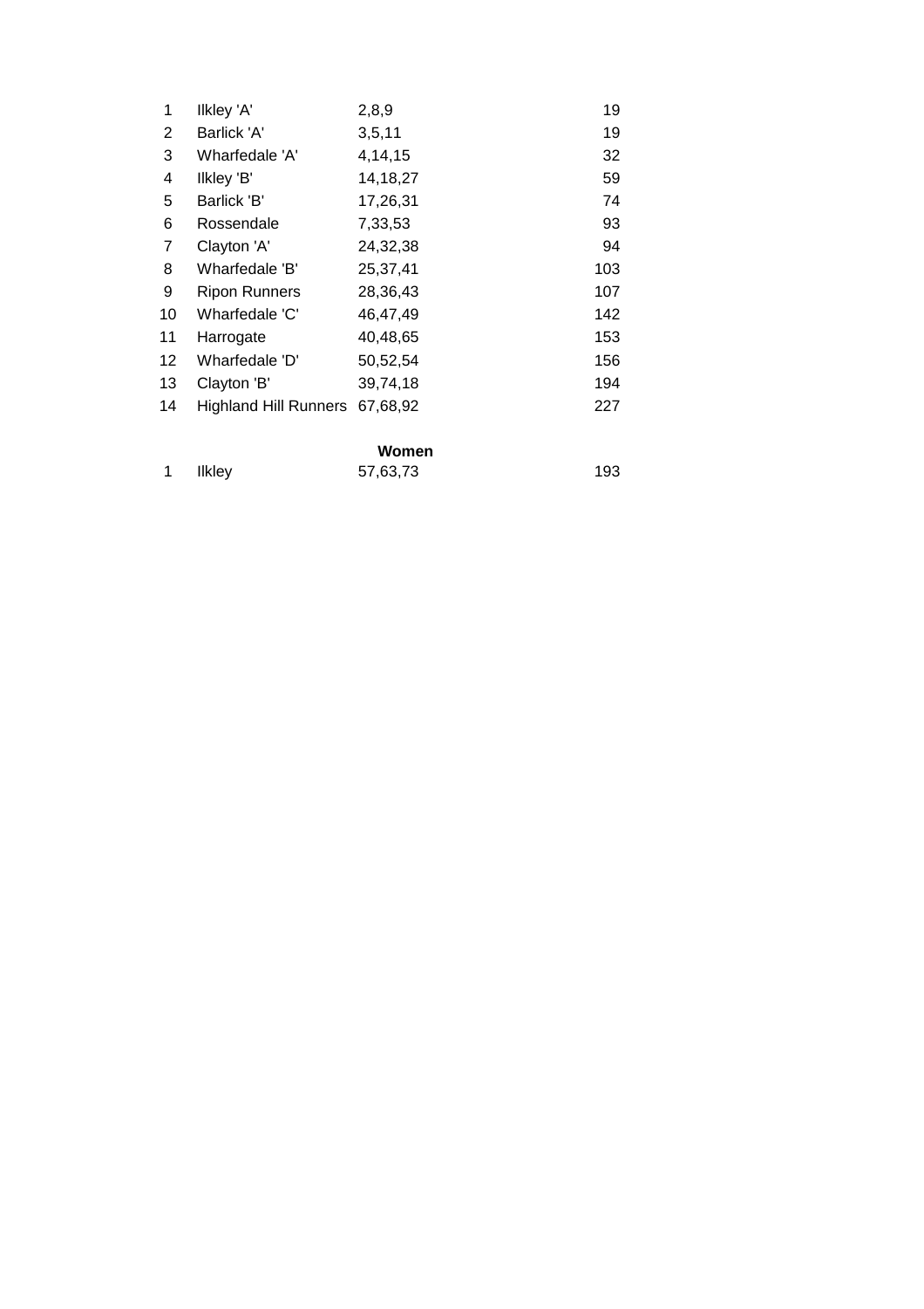| | | | |
|---|---|---|---|
| 1 | Ilkley 'A' | 2,8,9 | 19 |
| 2 | Barlick 'A' | 3,5,11 | 19 |
| 3 | Wharfedale 'A' | 4,14,15 | 32 |
| 4 | Ilkley 'B' | 14,18,27 | 59 |
| 5 | Barlick 'B' | 17,26,31 | 74 |
| 6 | Rossendale | 7,33,53 | 93 |
| 7 | Clayton 'A' | 24,32,38 | 94 |
| 8 | Wharfedale 'B' | 25,37,41 | 103 |
| 9 | Ripon Runners | 28,36,43 | 107 |
| 10 | Wharfedale 'C' | 46,47,49 | 142 |
| 11 | Harrogate | 40,48,65 | 153 |
| 12 | Wharfedale 'D' | 50,52,54 | 156 |
| 13 | Clayton 'B' | 39,74,18 | 194 |
| 14 | Highland Hill Runners | 67,68,92 | 227 |

**Women**

| | | | |
|---|---|---|---|
| 1 | Ilkley | 57,63,73 | 193 |